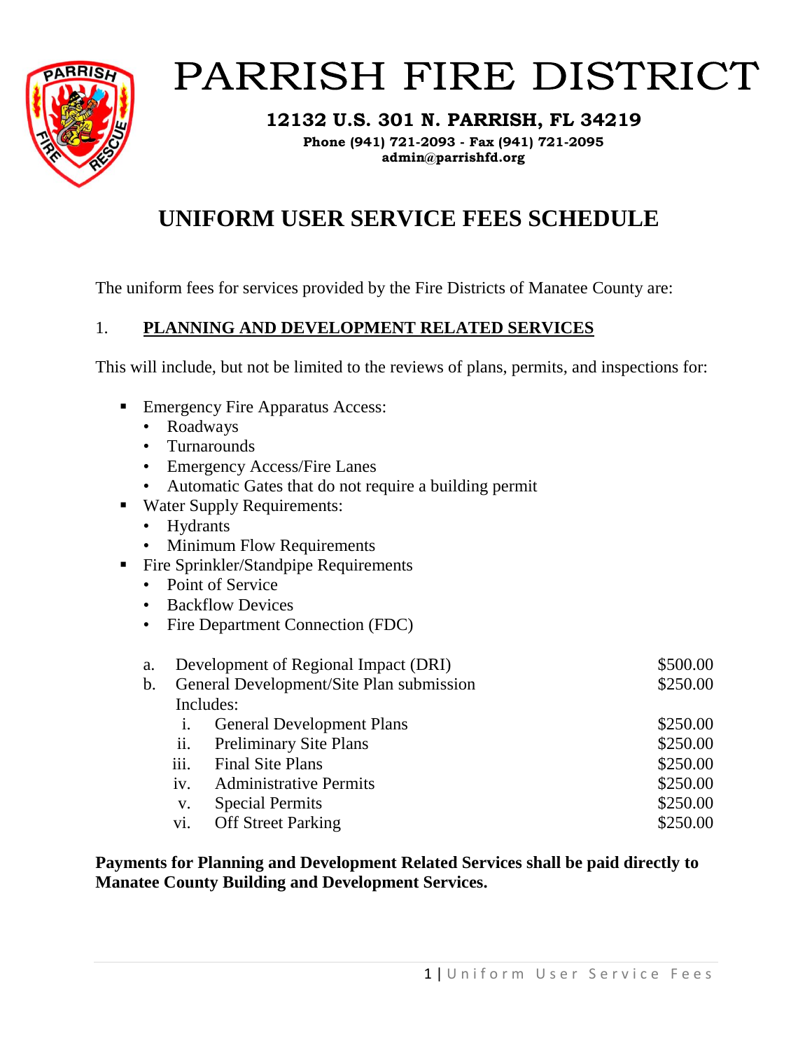# PARRISH FIRE DISTRICT

**12132 U.S. 301 N. PARRISH, FL 34219**

**Phone (941) 721-2093 - Fax (941) 721-2095**
**admin@parrishfd.org**

## UNIFORM USER SERVICE FEES SCHEDULE

The uniform fees for services provided by the Fire Districts of Manatee County are:

### 1. PLANNING AND DEVELOPMENT RELATED SERVICES

This will include, but not be limited to the reviews of plans, permits, and inspections for:

- Emergency Fire Apparatus Access:
  - Roadways
  - Turnarounds
  - Emergency Access/Fire Lanes
  - Automatic Gates that do not require a building permit
- Water Supply Requirements:
  - Hydrants
  - Minimum Flow Requirements
- Fire Sprinkler/Standpipe Requirements
  - Point of Service
  - Backflow Devices
  - Fire Department Connection (FDC)

| | | Fee |
|---|---|---|
| a. | Development of Regional Impact (DRI) | $500.00 |
| b. | General Development/Site Plan submission | $250.00 |
| | Includes: | |
| | i. General Development Plans | $250.00 |
| | ii. Preliminary Site Plans | $250.00 |
| | iii. Final Site Plans | $250.00 |
| | iv. Administrative Permits | $250.00 |
| | v. Special Permits | $250.00 |
| | vi. Off Street Parking | $250.00 |

**Payments for Planning and Development Related Services shall be paid directly to Manatee County Building and Development Services.**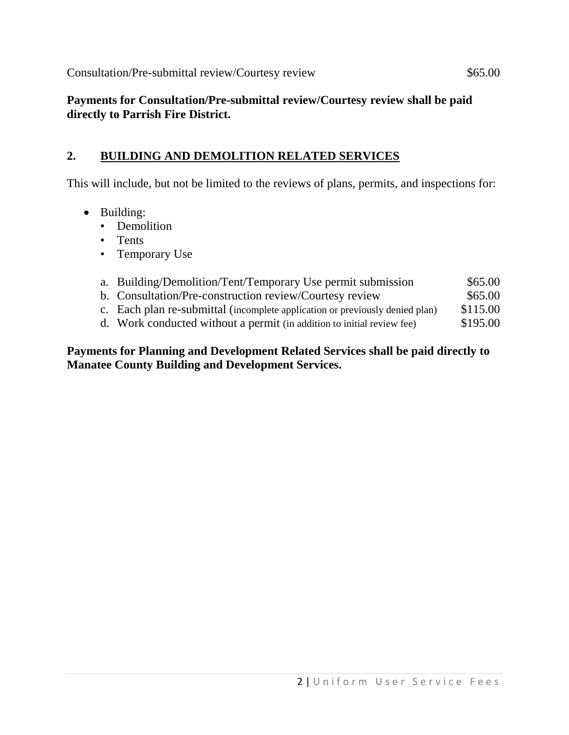Consultation/Pre-submittal review/Courtesy review $65.00

**Payments for Consultation/Pre-submittal review/Courtesy review shall be paid directly to Parrish Fire District.**

## 2. BUILDING AND DEMOLITION RELATED SERVICES

This will include, but not be limited to the reviews of plans, permits, and inspections for:

- Building:
  - Demolition
  - Tents
  - Temporary Use

| | |
|---|---|
| a. Building/Demolition/Tent/Temporary Use permit submission | $65.00 |
| b. Consultation/Pre-construction review/Courtesy review | $65.00 |
| c. Each plan re-submittal (incomplete application or previously denied plan) | $115.00 |
| d. Work conducted without a permit (in addition to initial review fee) | $195.00 |

**Payments for Planning and Development Related Services shall be paid directly to Manatee County Building and Development Services.**